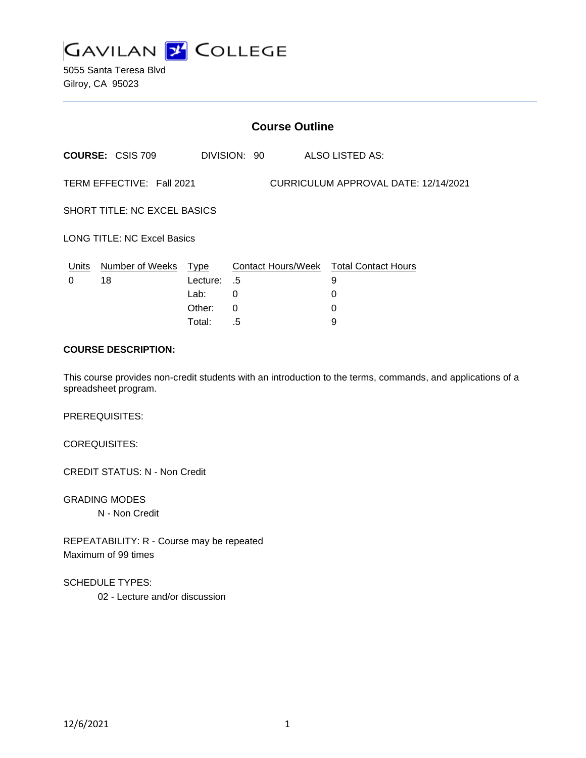# GAVILAN COLLEGE

5055 Santa Teresa Blvd
Gilroy, CA 95023

## Course Outline

**COURSE:** CSIS 709 DIVISION: 90 ALSO LISTED AS:

TERM EFFECTIVE: Fall 2021 CURRICULUM APPROVAL DATE: 12/14/2021

SHORT TITLE: NC EXCEL BASICS

LONG TITLE: NC Excel Basics

| Units | Number of Weeks | Type | Contact Hours/Week | Total Contact Hours |
|---|---|---|---|---|
| 0 | 18 | Lecture: | .5 | 9 |
| | | Lab: | 0 | 0 |
| | | Other: | 0 | 0 |
| | | Total: | .5 | 9 |

**COURSE DESCRIPTION:**

This course provides non-credit students with an introduction to the terms, commands, and applications of a spreadsheet program.

PREREQUISITES:

COREQUISITES:

CREDIT STATUS: N - Non Credit

GRADING MODES

N - Non Credit

REPEATABILITY: R - Course may be repeated
Maximum of 99 times

SCHEDULE TYPES:

02 - Lecture and/or discussion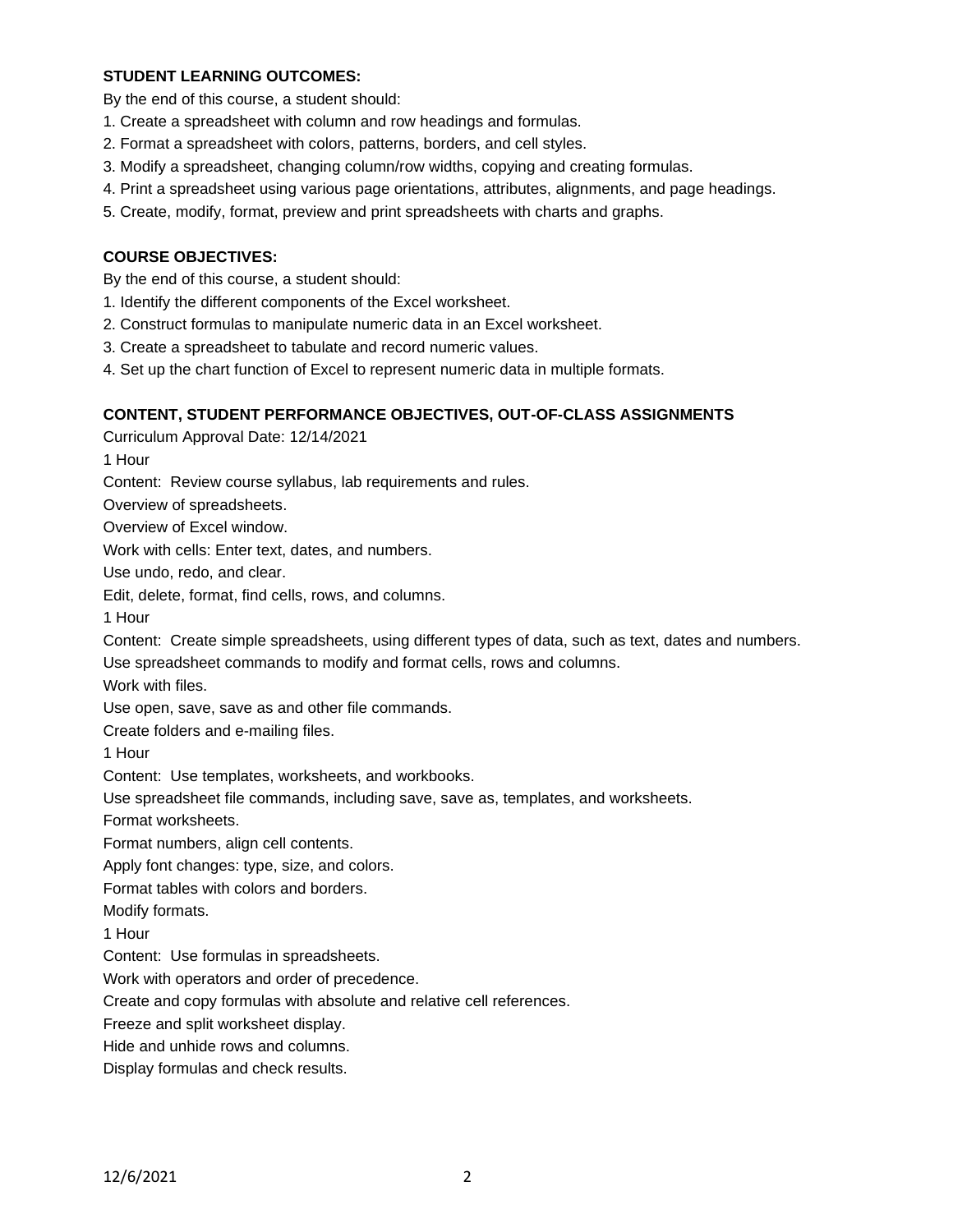**STUDENT LEARNING OUTCOMES:**

By the end of this course, a student should:

1. Create a spreadsheet with column and row headings and formulas.
2. Format a spreadsheet with colors, patterns, borders, and cell styles.
3. Modify a spreadsheet, changing column/row widths, copying and creating formulas.
4. Print a spreadsheet using various page orientations, attributes, alignments, and page headings.
5. Create, modify, format, preview and print spreadsheets with charts and graphs.

**COURSE OBJECTIVES:**

By the end of this course, a student should:

1. Identify the different components of the Excel worksheet.
2. Construct formulas to manipulate numeric data in an Excel worksheet.
3. Create a spreadsheet to tabulate and record numeric values.
4. Set up the chart function of Excel to represent numeric data in multiple formats.

**CONTENT, STUDENT PERFORMANCE OBJECTIVES, OUT-OF-CLASS ASSIGNMENTS**

Curriculum Approval Date: 12/14/2021

1 Hour

Content: Review course syllabus, lab requirements and rules.

Overview of spreadsheets.

Overview of Excel window.

Work with cells: Enter text, dates, and numbers.

Use undo, redo, and clear.

Edit, delete, format, find cells, rows, and columns.

1 Hour

Content: Create simple spreadsheets, using different types of data, such as text, dates and numbers.

Use spreadsheet commands to modify and format cells, rows and columns.

Work with files.

Use open, save, save as and other file commands.

Create folders and e-mailing files.

1 Hour

Content: Use templates, worksheets, and workbooks.

Use spreadsheet file commands, including save, save as, templates, and worksheets.

Format worksheets.

Format numbers, align cell contents.

Apply font changes: type, size, and colors.

Format tables with colors and borders.

Modify formats.

1 Hour

Content: Use formulas in spreadsheets.

Work with operators and order of precedence.

Create and copy formulas with absolute and relative cell references.

Freeze and split worksheet display.

Hide and unhide rows and columns.

Display formulas and check results.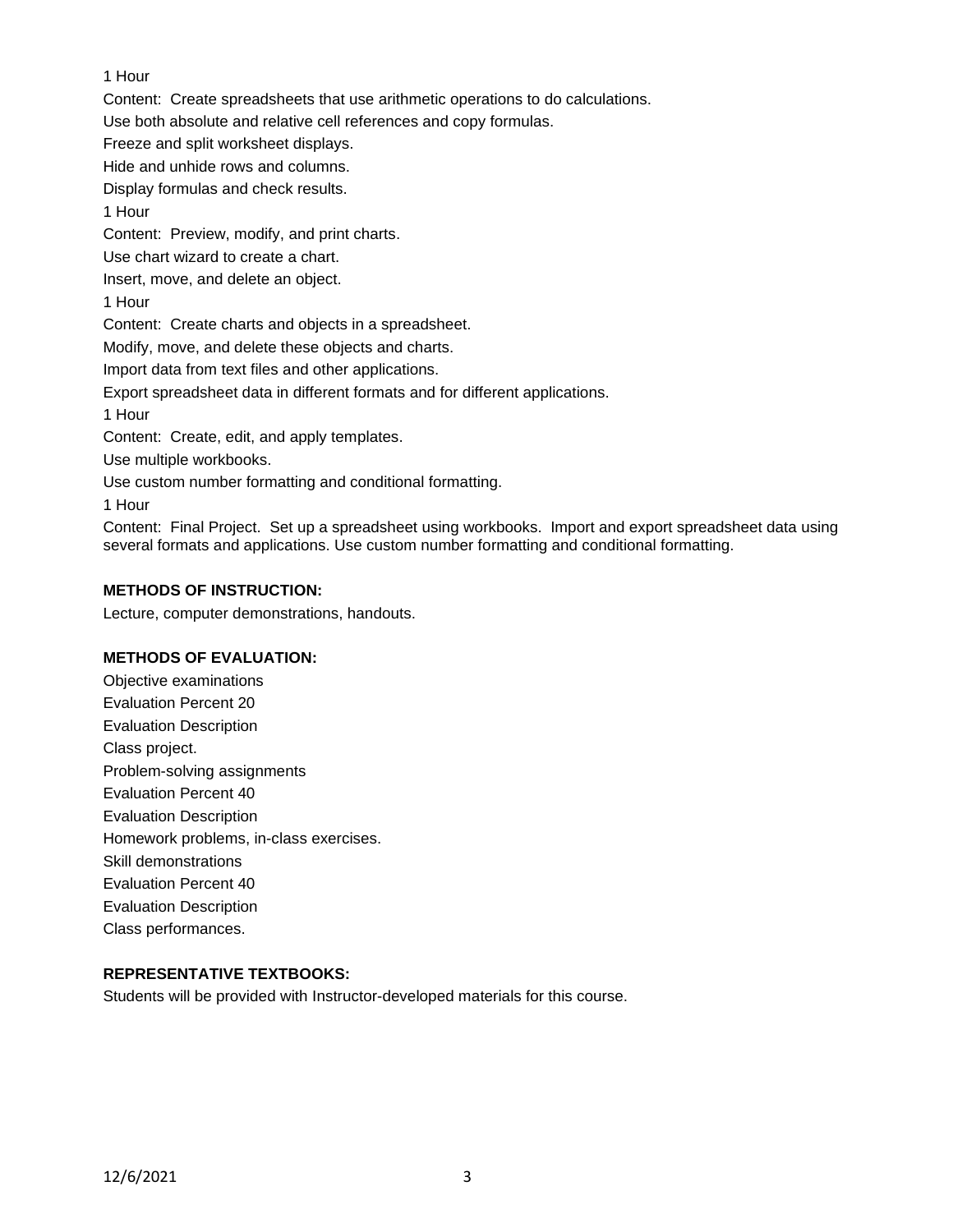1 Hour

Content: Create spreadsheets that use arithmetic operations to do calculations.

Use both absolute and relative cell references and copy formulas.

Freeze and split worksheet displays.

Hide and unhide rows and columns.

Display formulas and check results.

1 Hour

Content: Preview, modify, and print charts.

Use chart wizard to create a chart.

Insert, move, and delete an object.

1 Hour

Content: Create charts and objects in a spreadsheet.

Modify, move, and delete these objects and charts.

Import data from text files and other applications.

Export spreadsheet data in different formats and for different applications.

1 Hour

Content: Create, edit, and apply templates.

Use multiple workbooks.

Use custom number formatting and conditional formatting.

1 Hour

Content: Final Project. Set up a spreadsheet using workbooks. Import and export spreadsheet data using several formats and applications. Use custom number formatting and conditional formatting.

**METHODS OF INSTRUCTION:**

Lecture, computer demonstrations, handouts.

**METHODS OF EVALUATION:**

Objective examinations

Evaluation Percent 20

Evaluation Description

Class project.

Problem-solving assignments

Evaluation Percent 40

Evaluation Description

Homework problems, in-class exercises.

Skill demonstrations

Evaluation Percent 40

Evaluation Description

Class performances.

**REPRESENTATIVE TEXTBOOKS:**

Students will be provided with Instructor-developed materials for this course.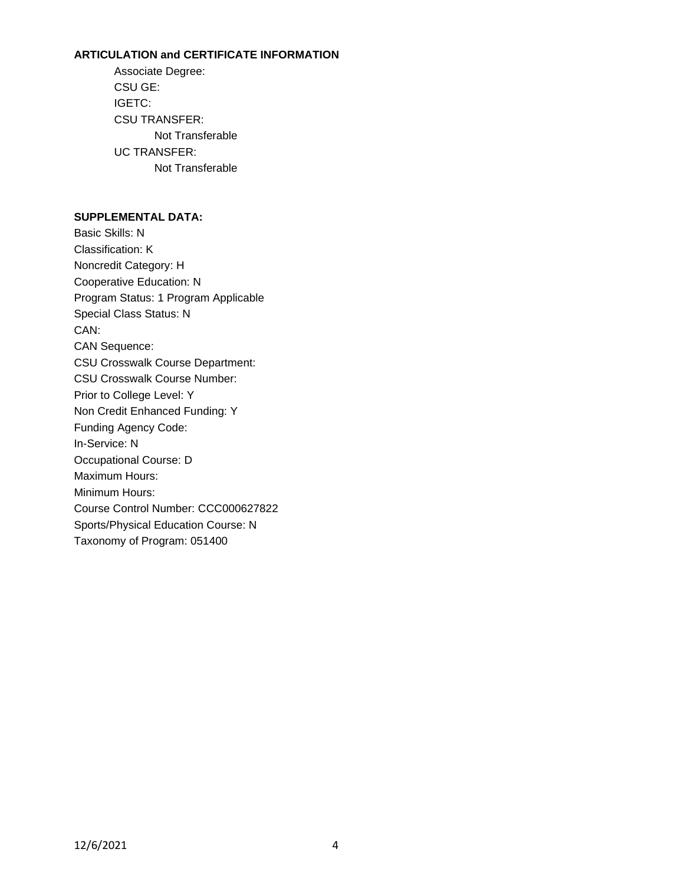**ARTICULATION and CERTIFICATE INFORMATION**

Associate Degree:
CSU GE:
IGETC:
CSU TRANSFER:
Not Transferable
UC TRANSFER:
Not Transferable

**SUPPLEMENTAL DATA:**

Basic Skills: N
Classification: K
Noncredit Category: H
Cooperative Education: N
Program Status: 1 Program Applicable
Special Class Status: N
CAN:
CAN Sequence:
CSU Crosswalk Course Department:
CSU Crosswalk Course Number:
Prior to College Level: Y
Non Credit Enhanced Funding: Y
Funding Agency Code:
In-Service: N
Occupational Course: D
Maximum Hours:
Minimum Hours:
Course Control Number: CCC000627822
Sports/Physical Education Course: N
Taxonomy of Program: 051400